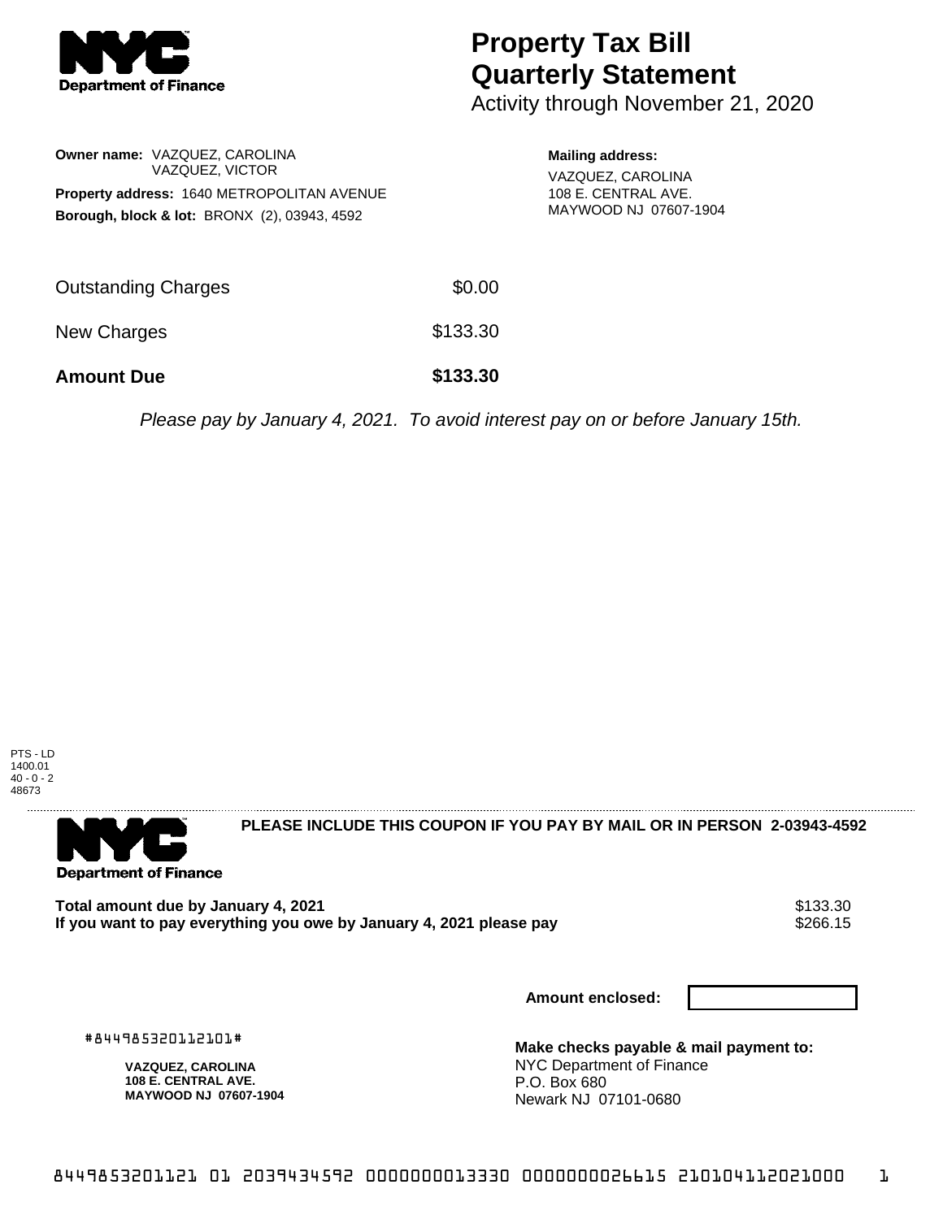# Property Tax Bill Quarterly Statement

Activity through November 21, 2020

**Owner name:** VAZQUEZ, CAROLINA
VAZQUEZ, VICTOR

**Property address:** 1640 METROPOLITAN AVENUE

**Borough, block & lot:** BRONX (2), 03943, 4592

**Mailing address:**
VAZQUEZ, CAROLINA
108 E. CENTRAL AVE.
MAYWOOD NJ 07607-1904

| | |
|---|---|
| Outstanding Charges | $0.00 |
| New Charges | $133.30 |
| **Amount Due** | **$133.30** |

*Please pay by January 4, 2021. To avoid interest pay on or before January 15th.*

PTS - LD
1400.01
40 - 0 - 2
48673

**PLEASE INCLUDE THIS COUPON IF YOU PAY BY MAIL OR IN PERSON 2-03943-4592**

| | |
|---|---|
| **Total amount due by January 4, 2021** | $133.30 |
| **If you want to pay everything you owe by January 4, 2021 please pay** | $266.15 |

**Amount enclosed:**

#844985320112101#

**VAZQUEZ, CAROLINA**
**108 E. CENTRAL AVE.**
**MAYWOOD NJ 07607-1904**

**Make checks payable & mail payment to:**
NYC Department of Finance
P.O. Box 680
Newark NJ 07101-0680

8449853201121 01 2039434592 0000000013330 0000000026615 210104112021000 1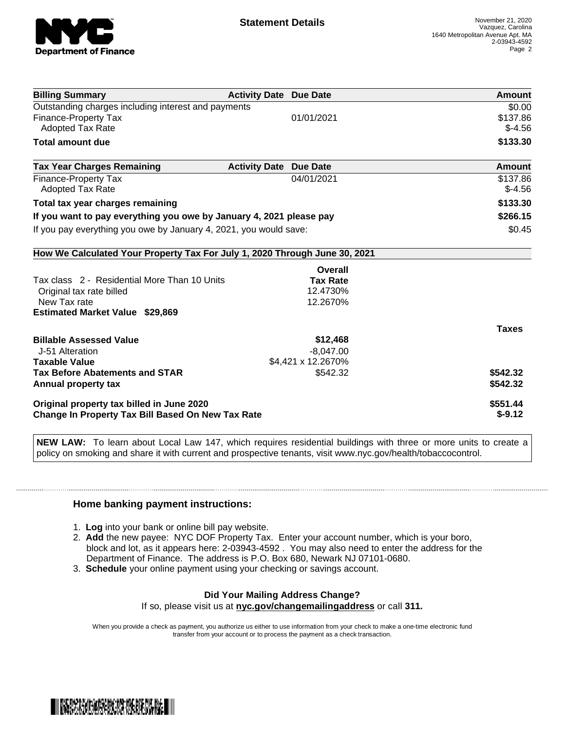**Statement Details**

November 21, 2020
Vazquez, Carolina
1640 Metropolitan Avenue Apt. MA
2-03943-4592

| Billing Summary | Activity Date | Due Date | Amount |
| --- | --- | --- | --- |
| Outstanding charges including interest and payments | | | $0.00 |
| Finance-Property Tax | | 01/01/2021 | $137.86 |
| Adopted Tax Rate | | | $-4.56 |
| **Total amount due** | | | **$133.30** |

| Tax Year Charges Remaining | Activity Date | Due Date | Amount |
| --- | --- | --- | --- |
| Finance-Property Tax | | 04/01/2021 | $137.86 |
| Adopted Tax Rate | | | $-4.56 |
| **Total tax year charges remaining** | | | **$133.30** |
| **If you want to pay everything you owe by January 4, 2021 please pay** | | | **$266.15** |
| If you pay everything you owe by January 4, 2021, you would save: | | | $0.45 |

**How We Calculated Your Property Tax For July 1, 2020 Through June 30, 2021**

| | Overall Tax Rate | |
| --- | --- | --- |
| Tax class 2 - Residential More Than 10 Units | | |
| Original tax rate billed | 12.4730% | |
| New Tax rate | 12.2670% | |
| **Estimated Market Value $29,869** | | |
| | | **Taxes** |
| **Billable Assessed Value** | **$12,468** | |
| J-51 Alteration | -8,047.00 | |
| **Taxable Value** | $4,421 x 12.2670% | |
| **Tax Before Abatements and STAR** | $542.32 | **$542.32** |
| **Annual property tax** | | **$542.32** |
| **Original property tax billed in June 2020** | | **$551.44** |
| **Change In Property Tax Bill Based On New Tax Rate** | | **$-9.12** |

**NEW LAW:** To learn about Local Law 147, which requires residential buildings with three or more units to create a policy on smoking and share it with current and prospective tenants, visit www.nyc.gov/health/tobaccocontrol.

### Home banking payment instructions:

1. **Log** into your bank or online bill pay website.
2. **Add** the new payee: NYC DOF Property Tax. Enter your account number, which is your boro, block and lot, as it appears here: 2-03943-4592 . You may also need to enter the address for the Department of Finance. The address is P.O. Box 680, Newark NJ 07101-0680.
3. **Schedule** your online payment using your checking or savings account.

**Did Your Mailing Address Change?**
If so, please visit us at **nyc.gov/changemailingaddress** or call **311.**

When you provide a check as payment, you authorize us either to use information from your check to make a one-time electronic fund transfer from your account or to process the payment as a check transaction.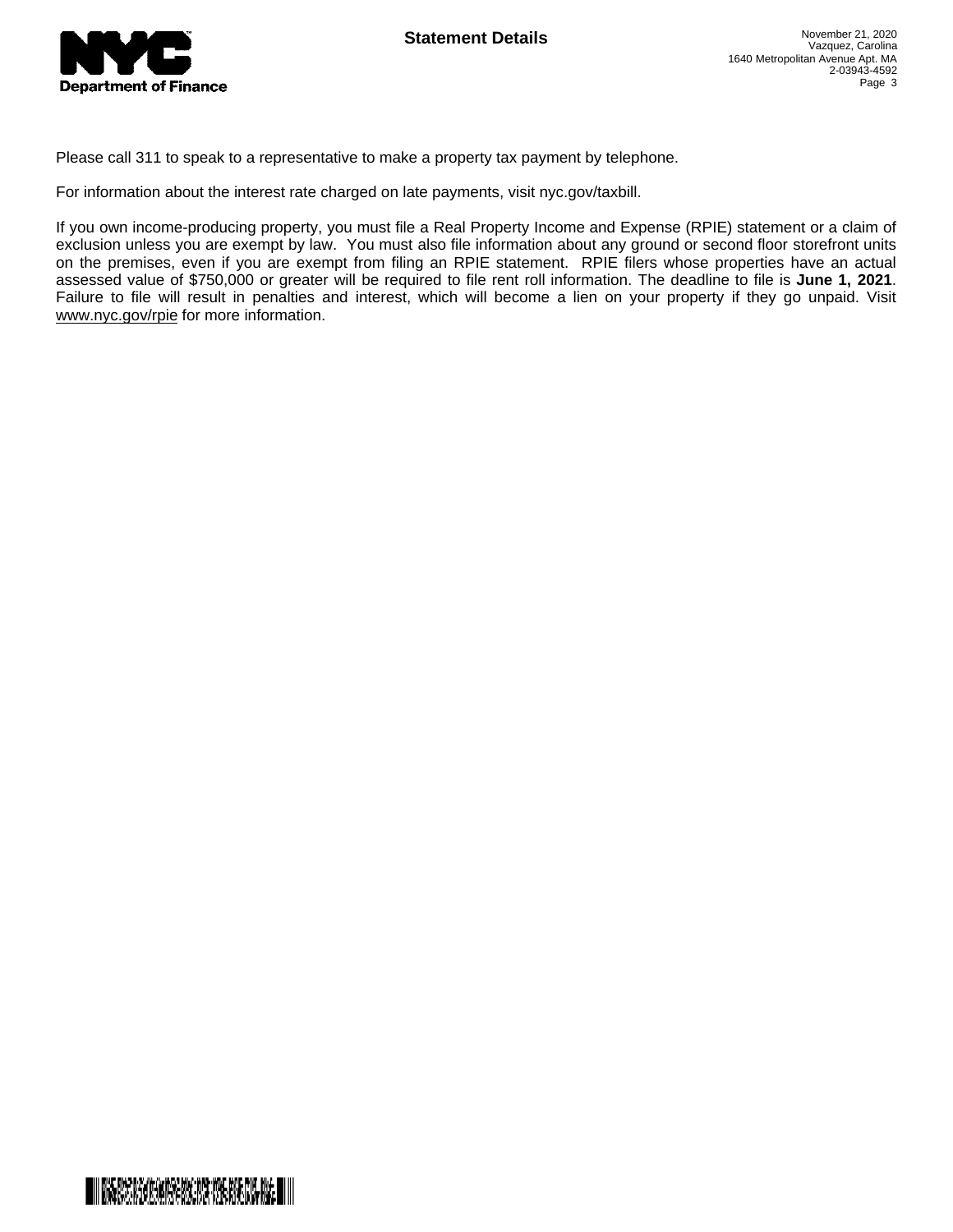Please call 311 to speak to a representative to make a property tax payment by telephone.

For information about the interest rate charged on late payments, visit nyc.gov/taxbill.

If you own income-producing property, you must file a Real Property Income and Expense (RPIE) statement or a claim of exclusion unless you are exempt by law. You must also file information about any ground or second floor storefront units on the premises, even if you are exempt from filing an RPIE statement. RPIE filers whose properties have an actual assessed value of $750,000 or greater will be required to file rent roll information. The deadline to file is **June 1, 2021**. Failure to file will result in penalties and interest, which will become a lien on your property if they go unpaid. Visit www.nyc.gov/rpie for more information.